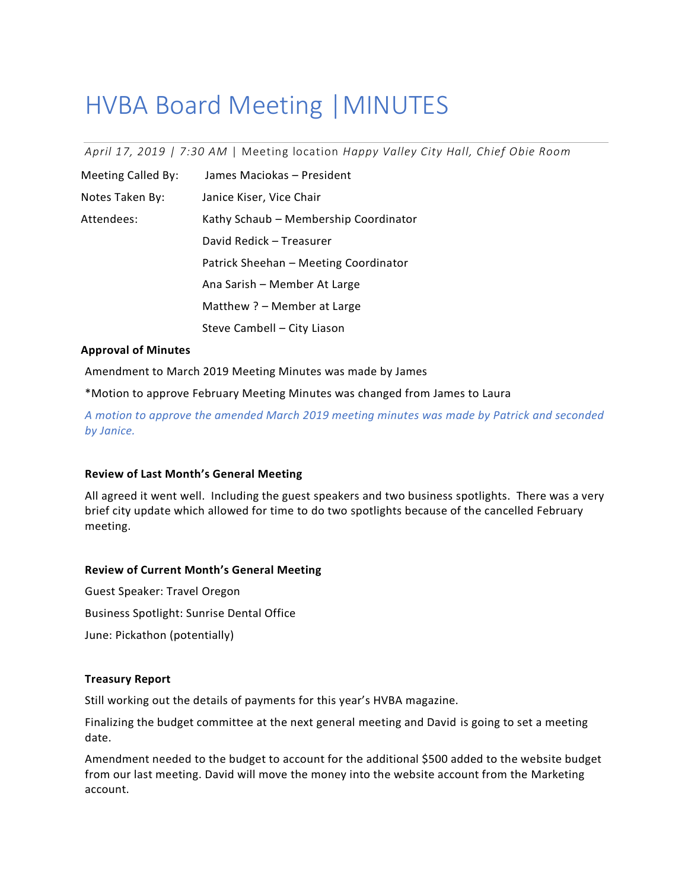# HVBA Board Meeting |MINUTES

*April 17, 2019 | 7:30 AM* | Meeting location *Happy Valley City Hall, Chief Obie Room*

Meeting Called By: James Maciokas – President

Notes Taken By: Janice Kiser, Vice Chair

Attendees: Kathy Schaub – Membership Coordinator

David Redick – Treasurer

Patrick Sheehan – Meeting Coordinator

Ana Sarish – Member At Large

Matthew ? – Member at Large

Steve Cambell – City Liason

**Approval of Minutes**

Amendment to March 2019 Meeting Minutes was made by James

*Motion to approve February Meeting Minutes was changed from James to Laura

*A motion to approve the amended March 2019 meeting minutes was made by Patrick and seconded by Janice.*

**Review of Last Month's General Meeting**

All agreed it went well. Including the guest speakers and two business spotlights. There was a very brief city update which allowed for time to do two spotlights because of the cancelled February meeting.

**Review of Current Month's General Meeting**

Guest Speaker: Travel Oregon

Business Spotlight: Sunrise Dental Office

June: Pickathon (potentially)

**Treasury Report**

Still working out the details of payments for this year's HVBA magazine.

Finalizing the budget committee at the next general meeting and David is going to set a meeting date.

Amendment needed to the budget to account for the additional $500 added to the website budget from our last meeting. David will move the money into the website account from the Marketing account.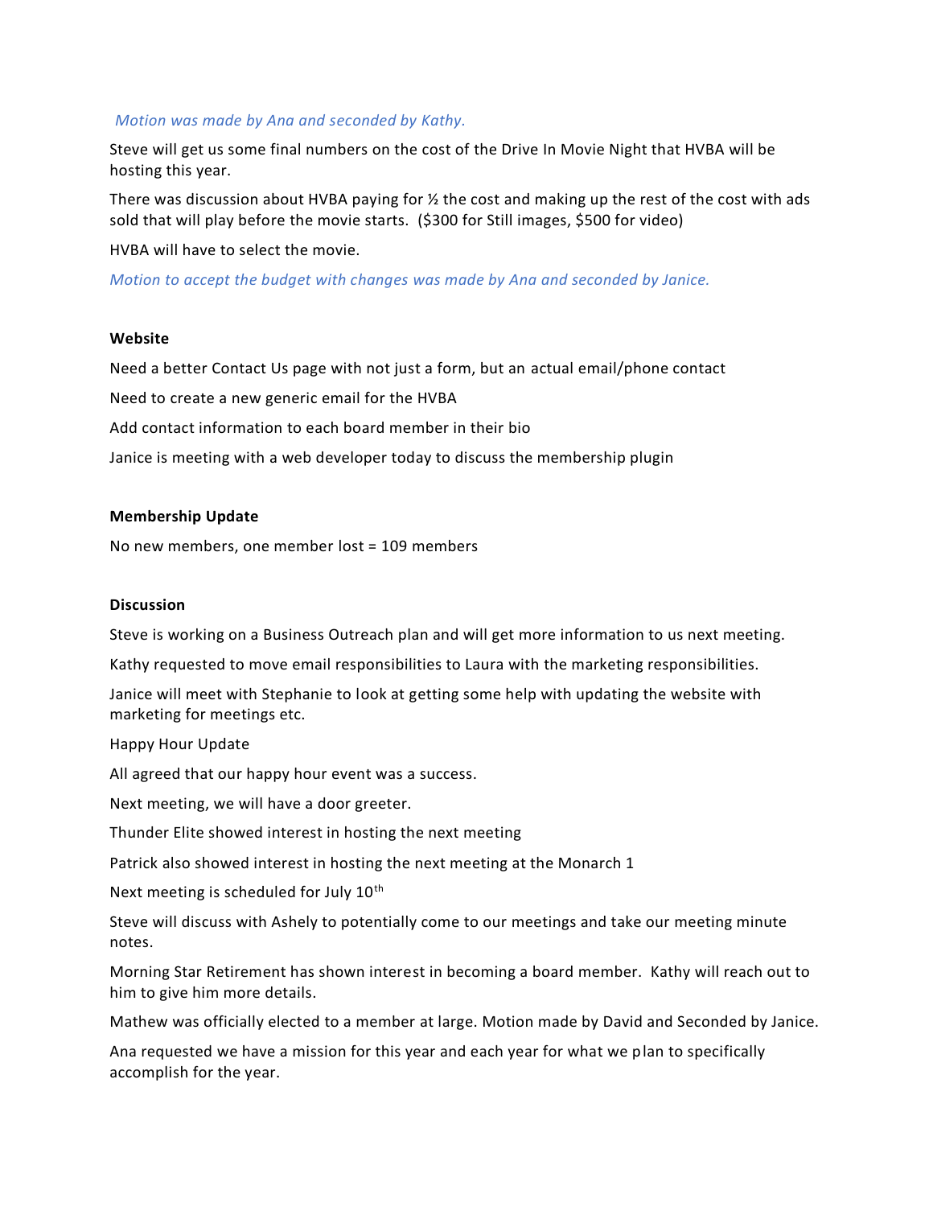*Motion was made by Ana and seconded by Kathy.*

Steve will get us some final numbers on the cost of the Drive In Movie Night that HVBA will be hosting this year.

There was discussion about HVBA paying for ½ the cost and making up the rest of the cost with ads sold that will play before the movie starts. ($300 for Still images, $500 for video)

HVBA will have to select the movie.

*Motion to accept the budget with changes was made by Ana and seconded by Janice.*

**Website**

Need a better Contact Us page with not just a form, but an actual email/phone contact

Need to create a new generic email for the HVBA

Add contact information to each board member in their bio

Janice is meeting with a web developer today to discuss the membership plugin

**Membership Update**

No new members, one member lost = 109 members

**Discussion**

Steve is working on a Business Outreach plan and will get more information to us next meeting.

Kathy requested to move email responsibilities to Laura with the marketing responsibilities.

Janice will meet with Stephanie to look at getting some help with updating the website with marketing for meetings etc.

Happy Hour Update

All agreed that our happy hour event was a success.

Next meeting, we will have a door greeter.

Thunder Elite showed interest in hosting the next meeting

Patrick also showed interest in hosting the next meeting at the Monarch 1

Next meeting is scheduled for July 10th

Steve will discuss with Ashely to potentially come to our meetings and take our meeting minute notes.

Morning Star Retirement has shown interest in becoming a board member. Kathy will reach out to him to give him more details.

Mathew was officially elected to a member at large. Motion made by David and Seconded by Janice.

Ana requested we have a mission for this year and each year for what we plan to specifically accomplish for the year.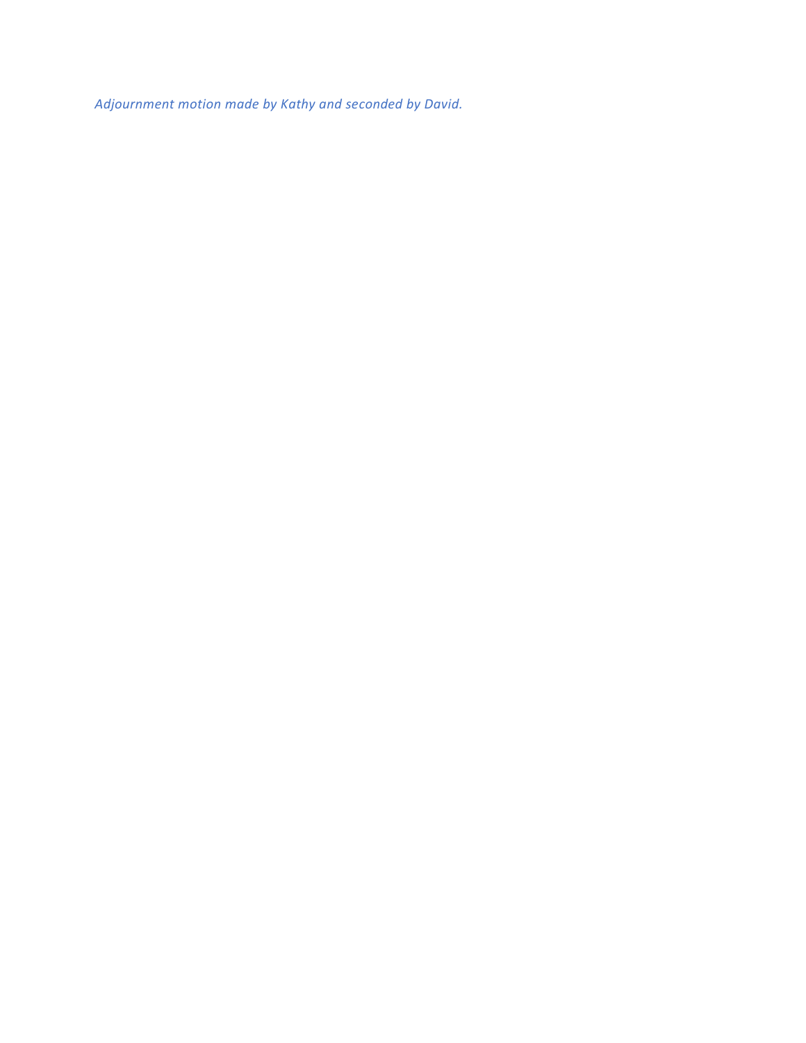*Adjournment motion made by Kathy and seconded by David.*